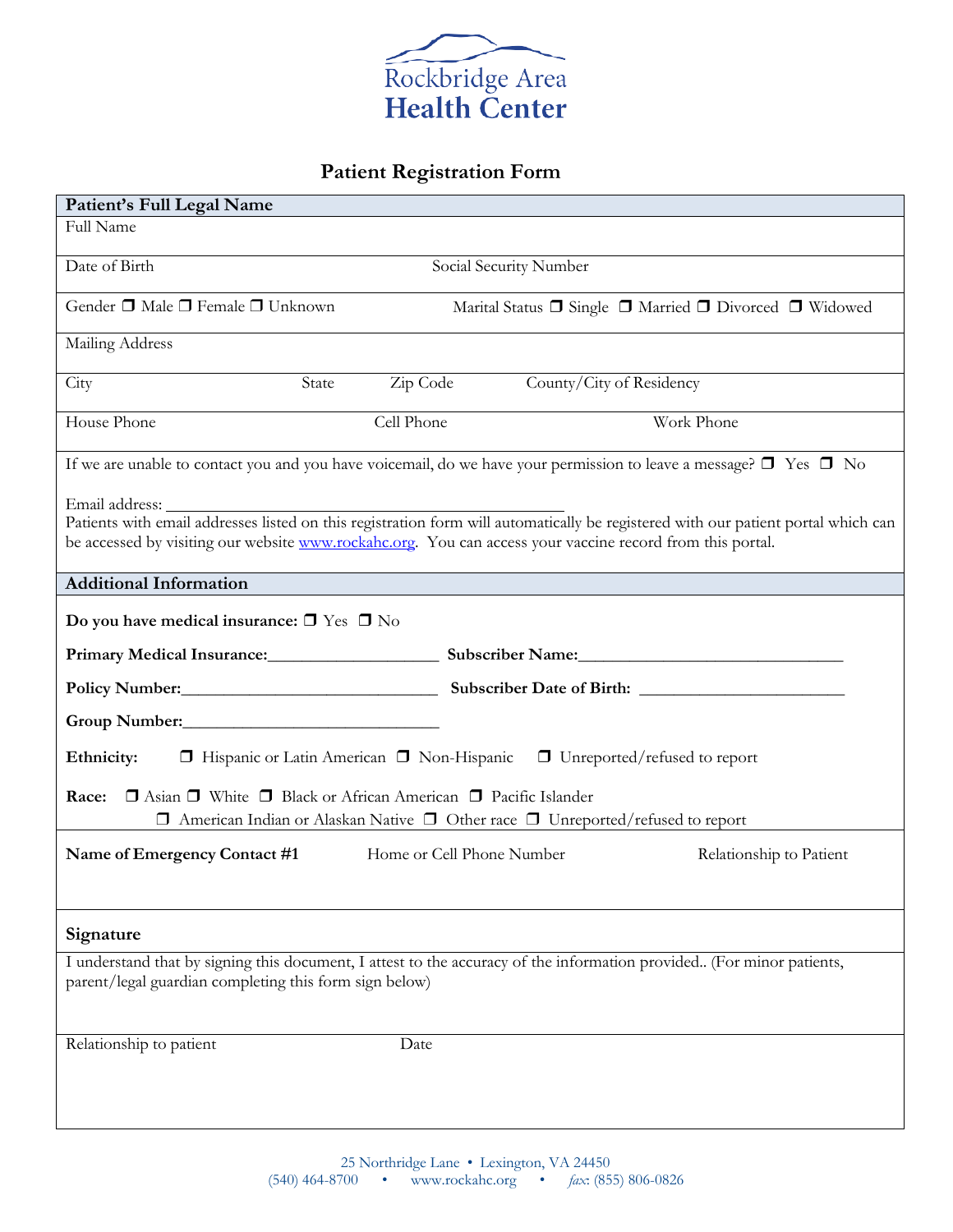# Rockbridge Area Health Center

## Patient Registration Form

### Patient's Full Legal Name

Full Name

Date of Birth | Social Security Number

Gender ❐ Male ❐ Female ❐ Unknown | Marital Status ❐ Single ❐ Married ❐ Divorced ❐ Widowed

Mailing Address

City | State | Zip Code | County/City of Residency

House Phone | Cell Phone | Work Phone

If we are unable to contact you and you have voicemail, do we have your permission to leave a message? ❐ Yes ❐ No

Email address: ______________________________________________

Patients with email addresses listed on this registration form will automatically be registered with our patient portal which can be accessed by visiting our website www.rockahc.org. You can access your vaccine record from this portal.

### Additional Information

**Do you have medical insurance:** ❐ Yes ❐ No

**Primary Medical Insurance:**____________________ **Subscriber Name:**_______________________________

**Policy Number:**______________________________ **Subscriber Date of Birth:** ________________________

**Group Number:**______________________________

**Ethnicity:** ❐ Hispanic or Latin American ❐ Non-Hispanic ❐ Unreported/refused to report

**Race:** ❐ Asian ❐ White ❐ Black or African American ❐ Pacific Islander ❐ American Indian or Alaskan Native ❐ Other race ❐ Unreported/refused to report

**Name of Emergency Contact #1** | Home or Cell Phone Number | Relationship to Patient

### Signature

I understand that by signing this document, I attest to the accuracy of the information provided.. (For minor patients, parent/legal guardian completing this form sign below)

Relationship to patient | Date

25 Northridge Lane • Lexington, VA 24450
(540) 464-8700 • www.rockahc.org • *fax*: (855) 806-0826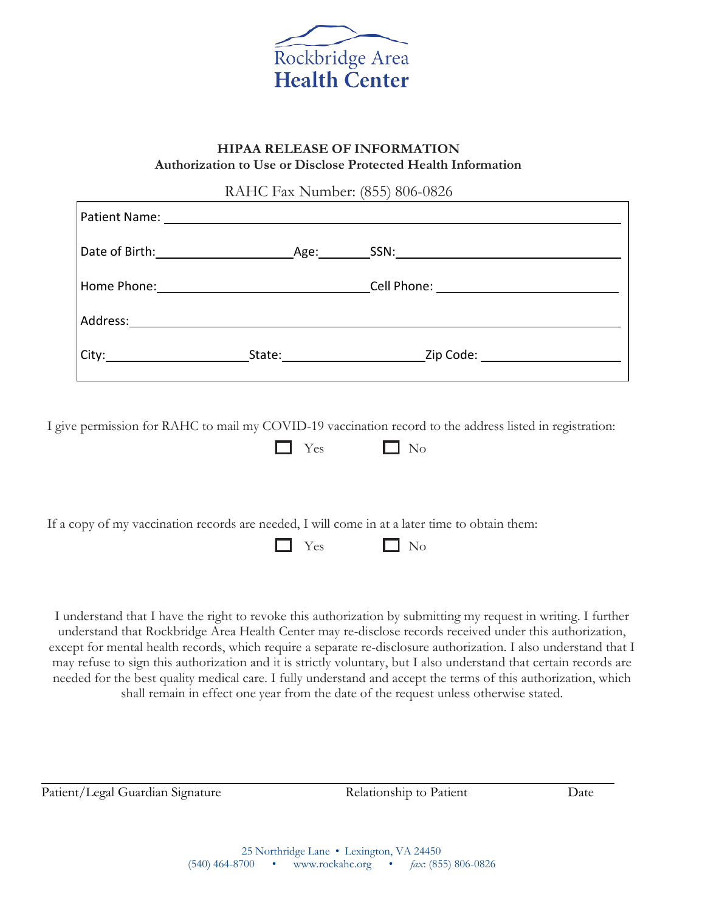Rockbridge Area
**Health Center**

## HIPAA RELEASE OF INFORMATION

**Authorization to Use or Disclose Protected Health Information**

RAHC Fax Number: (855) 806-0826

Patient Name: ______________________________________________

Date of Birth: ____________________ Age: ________ SSN: ______________________________

Home Phone: ______________________________ Cell Phone: __________________________

Address: ______________________________________________

City: ____________________ State: ____________________ Zip Code: ____________________

I give permission for RAHC to mail my COVID-19 vaccination record to the address listed in registration:

☐ Yes ☐ No

If a copy of my vaccination records are needed, I will come in at a later time to obtain them:

☐ Yes ☐ No

I understand that I have the right to revoke this authorization by submitting my request in writing. I further understand that Rockbridge Area Health Center may re-disclose records received under this authorization, except for mental health records, which require a separate re-disclosure authorization. I also understand that I may refuse to sign this authorization and it is strictly voluntary, but I also understand that certain records are needed for the best quality medical care. I fully understand and accept the terms of this authorization, which shall remain in effect one year from the date of the request unless otherwise stated.

______________________________________________________________

Patient/Legal Guardian Signature Relationship to Patient Date

25 Northridge Lane • Lexington, VA 24450
(540) 464-8700 • www.rockahc.org • *fax*: (855) 806-0826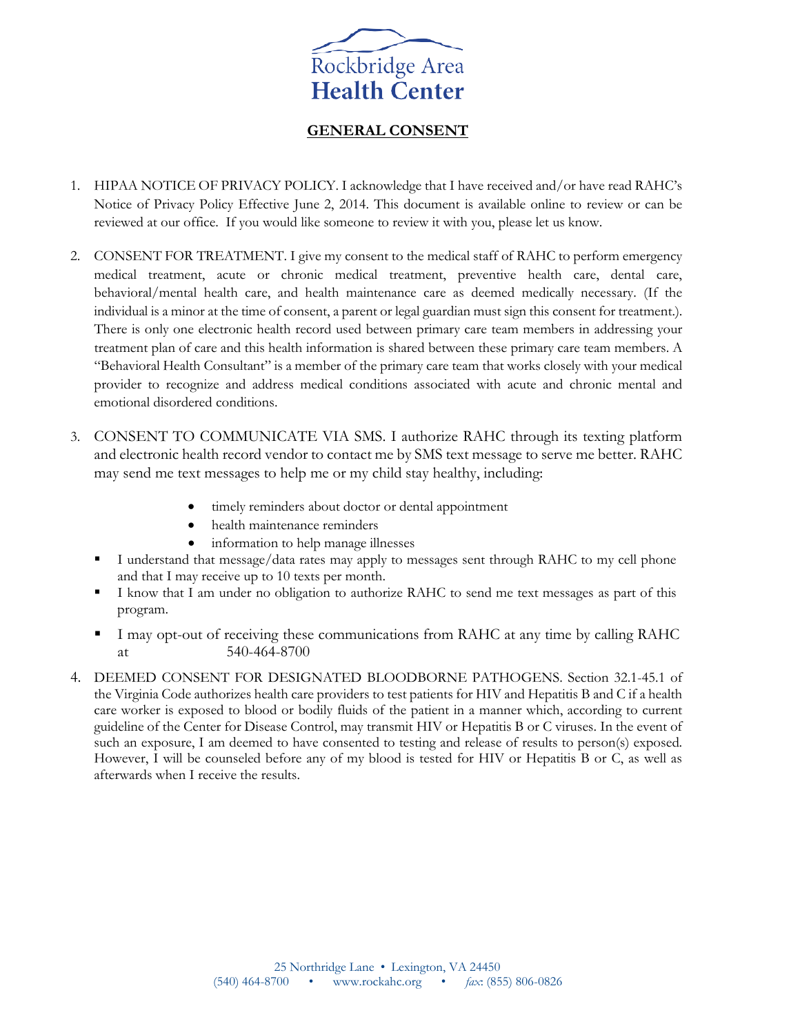Rockbridge Area
**Health Center**

# GENERAL CONSENT

1. HIPAA NOTICE OF PRIVACY POLICY. I acknowledge that I have received and/or have read RAHC's Notice of Privacy Policy Effective June 2, 2014. This document is available online to review or can be reviewed at our office. If you would like someone to review it with you, please let us know.

2. CONSENT FOR TREATMENT. I give my consent to the medical staff of RAHC to perform emergency medical treatment, acute or chronic medical treatment, preventive health care, dental care, behavioral/mental health care, and health maintenance care as deemed medically necessary. (If the individual is a minor at the time of consent, a parent or legal guardian must sign this consent for treatment.). There is only one electronic health record used between primary care team members in addressing your treatment plan of care and this health information is shared between these primary care team members. A "Behavioral Health Consultant" is a member of the primary care team that works closely with your medical provider to recognize and address medical conditions associated with acute and chronic mental and emotional disordered conditions.

3. CONSENT TO COMMUNICATE VIA SMS. I authorize RAHC through its texting platform and electronic health record vendor to contact me by SMS text message to serve me better. RAHC may send me text messages to help me or my child stay healthy, including:
   - timely reminders about doctor or dental appointment
   - health maintenance reminders
   - information to help manage illnesses

- I understand that message/data rates may apply to messages sent through RAHC to my cell phone and that I may receive up to 10 texts per month.
- I know that I am under no obligation to authorize RAHC to send me text messages as part of this program.
- I may opt-out of receiving these communications from RAHC at any time by calling RAHC at 540-464-8700

4. DEEMED CONSENT FOR DESIGNATED BLOODBORNE PATHOGENS. Section 32.1-45.1 of the Virginia Code authorizes health care providers to test patients for HIV and Hepatitis B and C if a health care worker is exposed to blood or bodily fluids of the patient in a manner which, according to current guideline of the Center for Disease Control, may transmit HIV or Hepatitis B or C viruses. In the event of such an exposure, I am deemed to have consented to testing and release of results to person(s) exposed. However, I will be counseled before any of my blood is tested for HIV or Hepatitis B or C, as well as afterwards when I receive the results.

25 Northridge Lane • Lexington, VA 24450
(540) 464-8700 • www.rockahc.org • *fax*: (855) 806-0826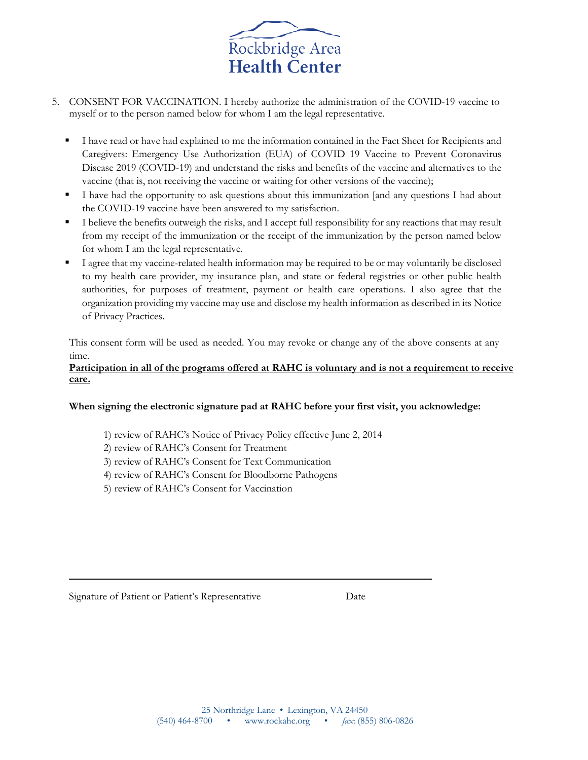Rockbridge Area
**Health Center**

5. CONSENT FOR VACCINATION. I hereby authorize the administration of the COVID-19 vaccine to myself or to the person named below for whom I am the legal representative.

   - I have read or have had explained to me the information contained in the Fact Sheet for Recipients and Caregivers: Emergency Use Authorization (EUA) of COVID 19 Vaccine to Prevent Coronavirus Disease 2019 (COVID-19) and understand the risks and benefits of the vaccine and alternatives to the vaccine (that is, not receiving the vaccine or waiting for other versions of the vaccine);
   - I have had the opportunity to ask questions about this immunization [and any questions I had about the COVID-19 vaccine have been answered to my satisfaction.
   - I believe the benefits outweigh the risks, and I accept full responsibility for any reactions that may result from my receipt of the immunization or the receipt of the immunization by the person named below for whom I am the legal representative.
   - I agree that my vaccine-related health information may be required to be or may voluntarily be disclosed to my health care provider, my insurance plan, and state or federal registries or other public health authorities, for purposes of treatment, payment or health care operations. I also agree that the organization providing my vaccine may use and disclose my health information as described in its Notice of Privacy Practices.

This consent form will be used as needed. You may revoke or change any of the above consents at any time.

**<u>Participation in all of the programs offered at RAHC is voluntary and is not a requirement to receive care.</u>**

**When signing the electronic signature pad at RAHC before your first visit, you acknowledge:**

1) review of RAHC's Notice of Privacy Policy effective June 2, 2014
2) review of RAHC's Consent for Treatment
3) review of RAHC's Consent for Text Communication
4) review of RAHC's Consent for Bloodborne Pathogens
5) review of RAHC's Consent for Vaccination

\_\_\_\_\_\_\_\_\_\_\_\_\_\_\_\_\_\_\_\_\_\_\_\_\_\_\_\_\_\_\_\_\_\_\_\_\_\_\_\_\_\_\_\_\_\_\_\_\_\_\_\_\_\_

Signature of Patient or Patient's Representative          Date

25 Northridge Lane • Lexington, VA 24450
(540) 464-8700 • www.rockahc.org • *fax*: (855) 806-0826